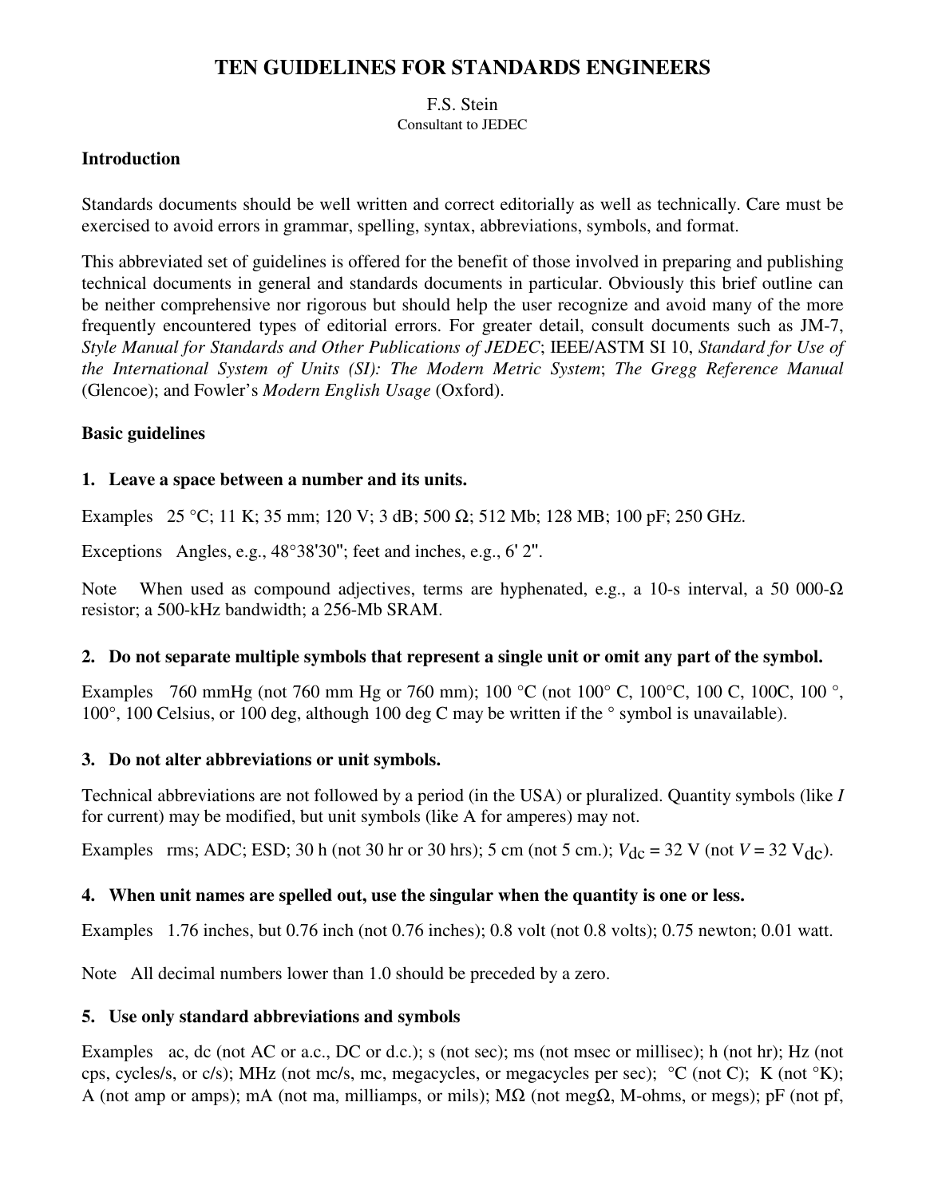# TEN GUIDELINES FOR STANDARDS ENGINEERS

F.S. Stein
Consultant to JEDEC

## Introduction

Standards documents should be well written and correct editorially as well as technically. Care must be exercised to avoid errors in grammar, spelling, syntax, abbreviations, symbols, and format.

This abbreviated set of guidelines is offered for the benefit of those involved in preparing and publishing technical documents in general and standards documents in particular. Obviously this brief outline can be neither comprehensive nor rigorous but should help the user recognize and avoid many of the more frequently encountered types of editorial errors. For greater detail, consult documents such as JM-7, *Style Manual for Standards and Other Publications of JEDEC*; IEEE/ASTM SI 10, *Standard for Use of the International System of Units (SI): The Modern Metric System*; *The Gregg Reference Manual* (Glencoe); and Fowler's *Modern English Usage* (Oxford).

## Basic guidelines

### 1. Leave a space between a number and its units.

Examples   25 °C; 11 K; 35 mm; 120 V; 3 dB; 500 Ω; 512 Mb; 128 MB; 100 pF; 250 GHz.

Exceptions   Angles, e.g., 48°38'30"; feet and inches, e.g., 6' 2".

Note   When used as compound adjectives, terms are hyphenated, e.g., a 10-s interval, a 50 000-Ω resistor; a 500-kHz bandwidth; a 256-Mb SRAM.

### 2. Do not separate multiple symbols that represent a single unit or omit any part of the symbol.

Examples   760 mmHg (not 760 mm Hg or 760 mm); 100 °C (not 100° C, 100°C, 100 C, 100C, 100 °, 100°, 100 Celsius, or 100 deg, although 100 deg C may be written if the ° symbol is unavailable).

### 3. Do not alter abbreviations or unit symbols.

Technical abbreviations are not followed by a period (in the USA) or pluralized. Quantity symbols (like *I* for current) may be modified, but unit symbols (like A for amperes) may not.

Examples   rms; ADC; ESD; 30 h (not 30 hr or 30 hrs); 5 cm (not 5 cm.); $V_{\mathrm{dc}}$ = 32 V (not $V$ = 32 $\mathrm{V_{dc}}$).

### 4. When unit names are spelled out, use the singular when the quantity is one or less.

Examples   1.76 inches, but 0.76 inch (not 0.76 inches); 0.8 volt (not 0.8 volts); 0.75 newton; 0.01 watt.

Note   All decimal numbers lower than 1.0 should be preceded by a zero.

### 5. Use only standard abbreviations and symbols

Examples   ac, dc (not AC or a.c., DC or d.c.); s (not sec); ms (not msec or millisec); h (not hr); Hz (not cps, cycles/s, or c/s); MHz (not mc/s, mc, megacycles, or megacycles per sec);  °C (not C);  K (not °K); A (not amp or amps); mA (not ma, milliamps, or mils); MΩ (not megΩ, M-ohms, or megs); pF (not pf,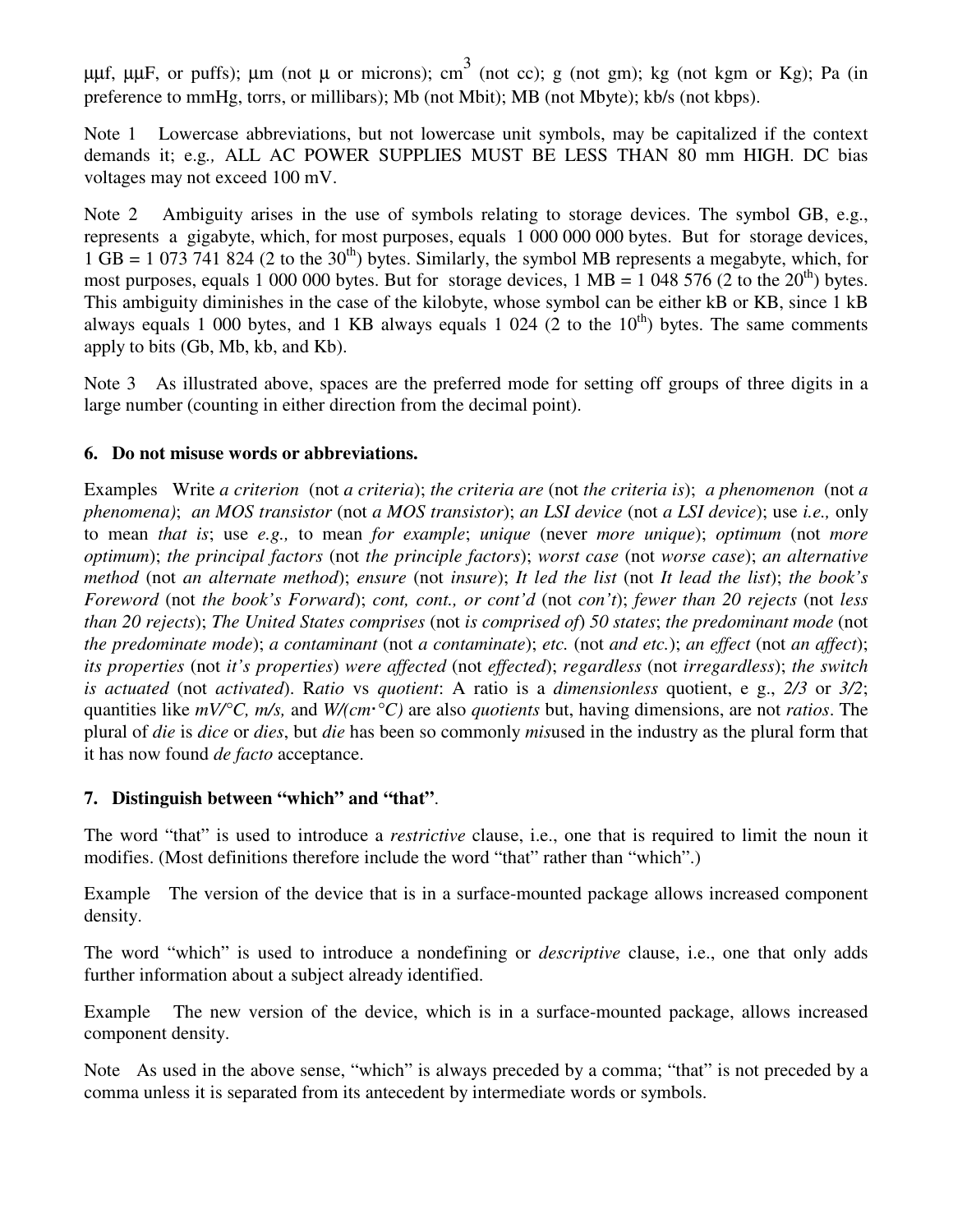μμf, μμF, or puffs); μm (not μ or microns); $cm^3$ (not cc); g (not gm); kg (not kgm or Kg); Pa (in preference to mmHg, torrs, or millibars); Mb (not Mbit); MB (not Mbyte); kb/s (not kbps).

Note 1 Lowercase abbreviations, but not lowercase unit symbols, may be capitalized if the context demands it; e.g., ALL AC POWER SUPPLIES MUST BE LESS THAN 80 mm HIGH. DC bias voltages may not exceed 100 mV.

Note 2 Ambiguity arises in the use of symbols relating to storage devices. The symbol GB, e.g., represents a gigabyte, which, for most purposes, equals 1 000 000 000 bytes. But for storage devices, 1 GB = 1 073 741 824 (2 to the $30^{th}$) bytes. Similarly, the symbol MB represents a megabyte, which, for most purposes, equals 1 000 000 bytes. But for storage devices, 1 MB = 1 048 576 (2 to the $20^{th}$) bytes. This ambiguity diminishes in the case of the kilobyte, whose symbol can be either kB or KB, since 1 kB always equals 1 000 bytes, and 1 KB always equals 1 024 (2 to the $10^{th}$) bytes. The same comments apply to bits (Gb, Mb, kb, and Kb).

Note 3 As illustrated above, spaces are the preferred mode for setting off groups of three digits in a large number (counting in either direction from the decimal point).

### 6. Do not misuse words or abbreviations.

Examples Write *a criterion* (not *a criteria*); *the criteria are* (not *the criteria is*); *a phenomenon* (not *a phenomena)*; *an MOS transistor* (not *a MOS transistor*); *an LSI device* (not *a LSI device*); use *i.e.,* only to mean *that is*; use *e.g.,* to mean *for example*; *unique* (never *more unique*); *optimum* (not *more optimum*); *the principal factors* (not *the principle factors*); *worst case* (not *worse case*); *an alternative method* (not *an alternate method*); *ensure* (not *insure*); *It led the list* (not *It lead the list*); *the book's Foreword* (not *the book's Forward*); *cont, cont., or cont'd* (not *con't*); *fewer than 20 rejects* (not *less than 20 rejects*); *The United States comprises* (not *is comprised of*) *50 states*; *the predominant mode* (not *the predominate mode*); *a contaminant* (not *a contaminate*); *etc.* (not *and etc.*); *an effect* (not *an affect*); *its properties* (not *it's properties*) *were affected* (not *effected*); *regardless* (not *irregardless*); *the switch is actuated* (not *activated*). R*atio* vs *quotient*: A ratio is a *dimensionless* quotient, e g., *2/3* or *3/2*; quantities like *mV/°C, m/s,* and *W/(cm·°C)* are also *quotients* but, having dimensions, are not *ratios*. The plural of *die* is *dice* or *dies*, but *die* has been so commonly *mis*used in the industry as the plural form that it has now found *de facto* acceptance.

### 7. Distinguish between "which" and "that".

The word "that" is used to introduce a *restrictive* clause, i.e., one that is required to limit the noun it modifies. (Most definitions therefore include the word "that" rather than "which".)

Example The version of the device that is in a surface-mounted package allows increased component density.

The word "which" is used to introduce a nondefining or *descriptive* clause, i.e., one that only adds further information about a subject already identified.

Example The new version of the device, which is in a surface-mounted package, allows increased component density.

Note As used in the above sense, "which" is always preceded by a comma; "that" is not preceded by a comma unless it is separated from its antecedent by intermediate words or symbols.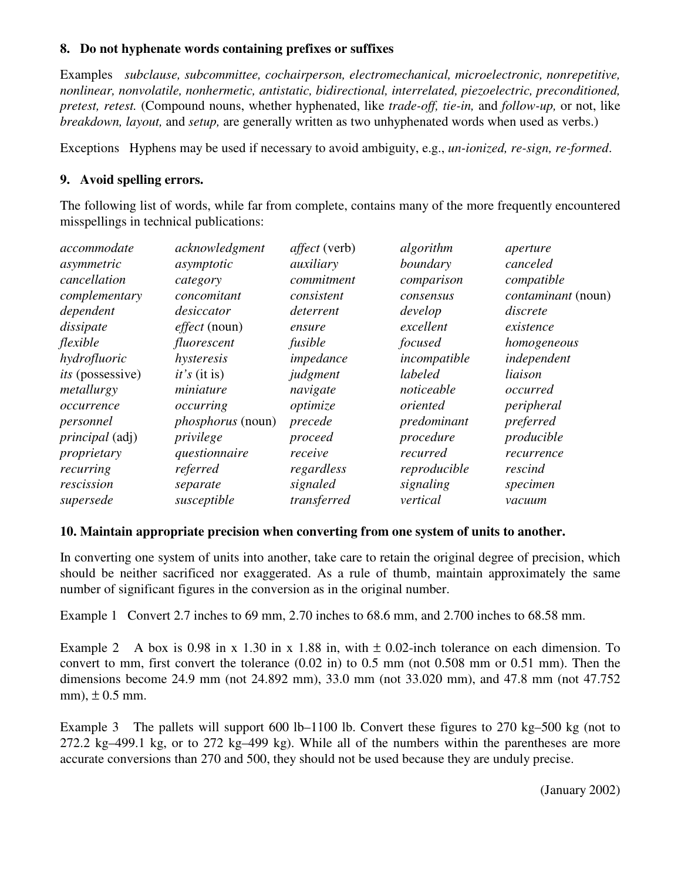### 8. Do not hyphenate words containing prefixes or suffixes

Examples *subclause, subcommittee, cochairperson, electromechanical, microelectronic, nonrepetitive, nonlinear, nonvolatile, nonhermetic, antistatic, bidirectional, interrelated, piezoelectric, preconditioned, pretest, retest.* (Compound nouns, whether hyphenated, like *trade-off, tie-in,* and *follow-up,* or not, like *breakdown, layout,* and *setup,* are generally written as two unhyphenated words when used as verbs.)

Exceptions Hyphens may be used if necessary to avoid ambiguity, e.g., *un-ionized, re-sign, re-formed*.

### 9. Avoid spelling errors.

The following list of words, while far from complete, contains many of the more frequently encountered misspellings in technical publications:

| | | | | |
|---|---|---|---|---|
| *accommodate* | *acknowledgment* | *affect* (verb) | *algorithm* | *aperture* |
| *asymmetric* | *asymptotic* | *auxiliary* | *boundary* | *canceled* |
| *cancellation* | *category* | *commitment* | *comparison* | *compatible* |
| *complementary* | *concomitant* | *consistent* | *consensus* | *contaminant* (noun) |
| *dependent* | *desiccator* | *deterrent* | *develop* | *discrete* |
| *dissipate* | *effect* (noun) | *ensure* | *excellent* | *existence* |
| *flexible* | *fluorescent* | *fusible* | *focused* | *homogeneous* |
| *hydrofluoric* | *hysteresis* | *impedance* | *incompatible* | *independent* |
| *its* (possessive) | *it's* (it is) | *judgment* | *labeled* | *liaison* |
| *metallurgy* | *miniature* | *navigate* | *noticeable* | *occurred* |
| *occurrence* | *occurring* | *optimize* | *oriented* | *peripheral* |
| *personnel* | *phosphorus* (noun) | *precede* | *predominant* | *preferred* |
| *principal* (adj) | *privilege* | *proceed* | *procedure* | *producible* |
| *proprietary* | *questionnaire* | *receive* | *recurred* | *recurrence* |
| *recurring* | *referred* | *regardless* | *reproducible* | *rescind* |
| *rescission* | *separate* | *signaled* | *signaling* | *specimen* |
| *supersede* | *susceptible* | *transferred* | *vertical* | *vacuum* |

### 10. Maintain appropriate precision when converting from one system of units to another.

In converting one system of units into another, take care to retain the original degree of precision, which should be neither sacrificed nor exaggerated. As a rule of thumb, maintain approximately the same number of significant figures in the conversion as in the original number.

Example 1 Convert 2.7 inches to 69 mm, 2.70 inches to 68.6 mm, and 2.700 inches to 68.58 mm.

Example 2 A box is 0.98 in x 1.30 in x 1.88 in, with ± 0.02-inch tolerance on each dimension. To convert to mm, first convert the tolerance (0.02 in) to 0.5 mm (not 0.508 mm or 0.51 mm). Then the dimensions become 24.9 mm (not 24.892 mm), 33.0 mm (not 33.020 mm), and 47.8 mm (not 47.752 mm), ± 0.5 mm.

Example 3 The pallets will support 600 lb–1100 lb. Convert these figures to 270 kg–500 kg (not to 272.2 kg–499.1 kg, or to 272 kg–499 kg). While all of the numbers within the parentheses are more accurate conversions than 270 and 500, they should not be used because they are unduly precise.

(January 2002)